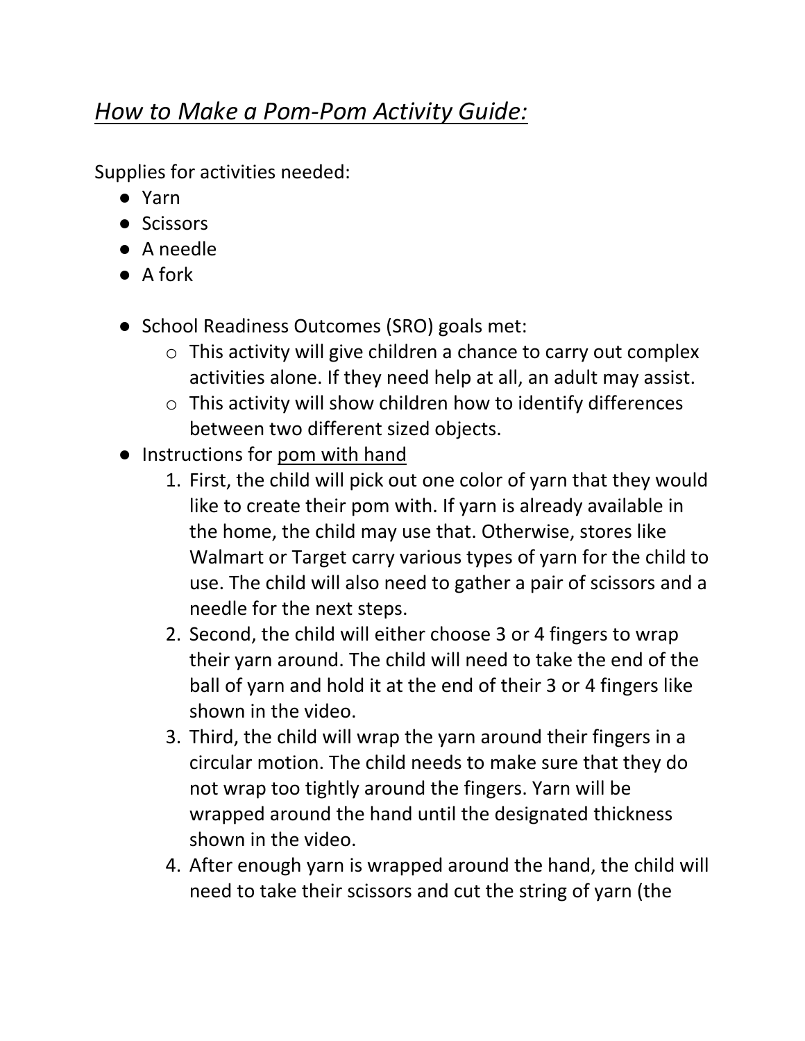# *How to Make a Pom-Pom Activity Guide:*

Supplies for activities needed:

- Yarn
- Scissors
- A needle
- A fork

- School Readiness Outcomes (SRO) goals met:
  - This activity will give children a chance to carry out complex activities alone. If they need help at all, an adult may assist.
  - This activity will show children how to identify differences between two different sized objects.
- Instructions for <u>pom with hand</u>
  1. First, the child will pick out one color of yarn that they would like to create their pom with. If yarn is already available in the home, the child may use that. Otherwise, stores like Walmart or Target carry various types of yarn for the child to use. The child will also need to gather a pair of scissors and a needle for the next steps.
  2. Second, the child will either choose 3 or 4 fingers to wrap their yarn around. The child will need to take the end of the ball of yarn and hold it at the end of their 3 or 4 fingers like shown in the video.
  3. Third, the child will wrap the yarn around their fingers in a circular motion. The child needs to make sure that they do not wrap too tightly around the fingers. Yarn will be wrapped around the hand until the designated thickness shown in the video.
  4. After enough yarn is wrapped around the hand, the child will need to take their scissors and cut the string of yarn (the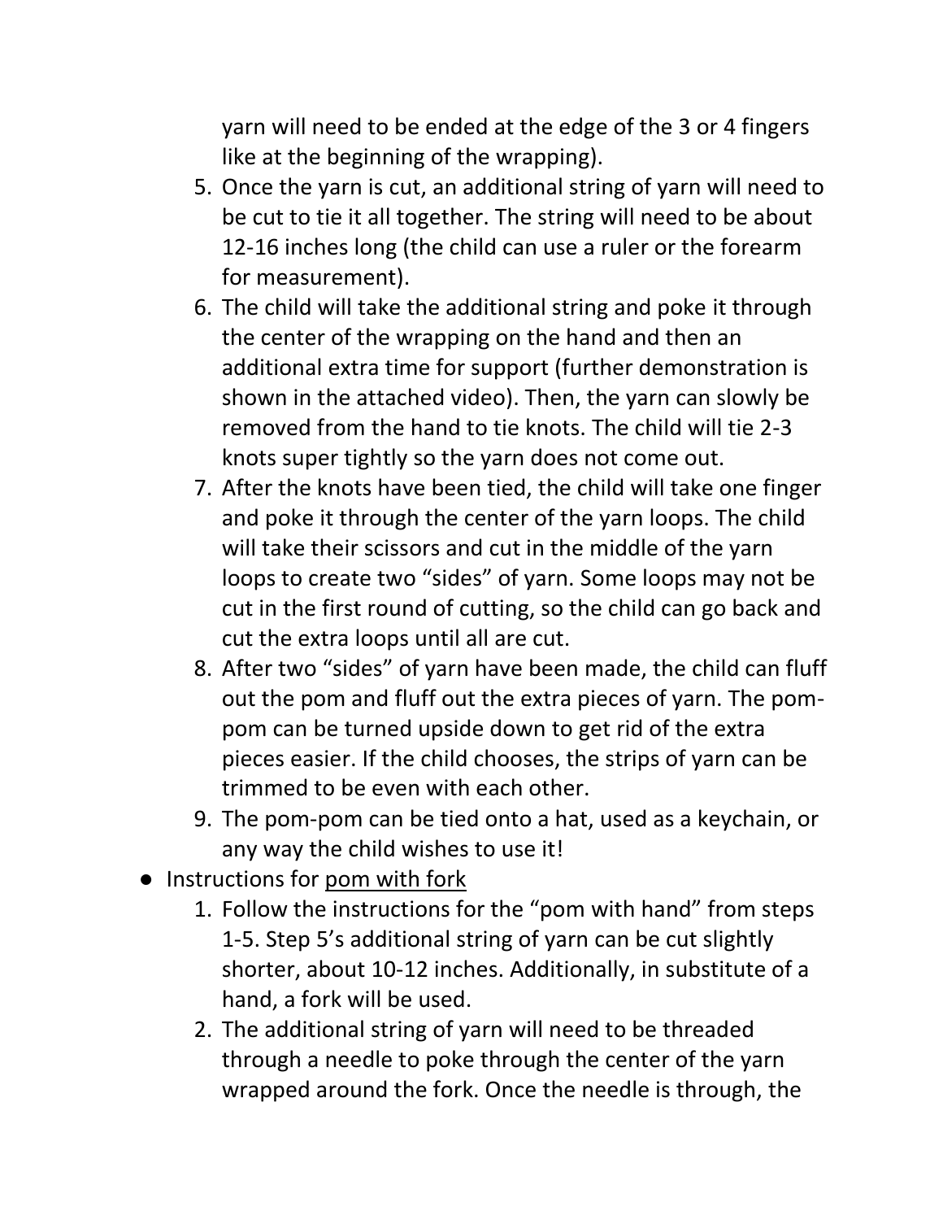yarn will need to be ended at the edge of the 3 or 4 fingers like at the beginning of the wrapping).

5. Once the yarn is cut, an additional string of yarn will need to be cut to tie it all together. The string will need to be about 12-16 inches long (the child can use a ruler or the forearm for measurement).
6. The child will take the additional string and poke it through the center of the wrapping on the hand and then an additional extra time for support (further demonstration is shown in the attached video). Then, the yarn can slowly be removed from the hand to tie knots. The child will tie 2-3 knots super tightly so the yarn does not come out.
7. After the knots have been tied, the child will take one finger and poke it through the center of the yarn loops. The child will take their scissors and cut in the middle of the yarn loops to create two "sides" of yarn. Some loops may not be cut in the first round of cutting, so the child can go back and cut the extra loops until all are cut.
8. After two "sides" of yarn have been made, the child can fluff out the pom and fluff out the extra pieces of yarn. The pom-pom can be turned upside down to get rid of the extra pieces easier. If the child chooses, the strips of yarn can be trimmed to be even with each other.
9. The pom-pom can be tied onto a hat, used as a keychain, or any way the child wishes to use it!

- Instructions for <u>pom with fork</u>
    1. Follow the instructions for the "pom with hand" from steps 1-5. Step 5's additional string of yarn can be cut slightly shorter, about 10-12 inches. Additionally, in substitute of a hand, a fork will be used.
    2. The additional string of yarn will need to be threaded through a needle to poke through the center of the yarn wrapped around the fork. Once the needle is through, the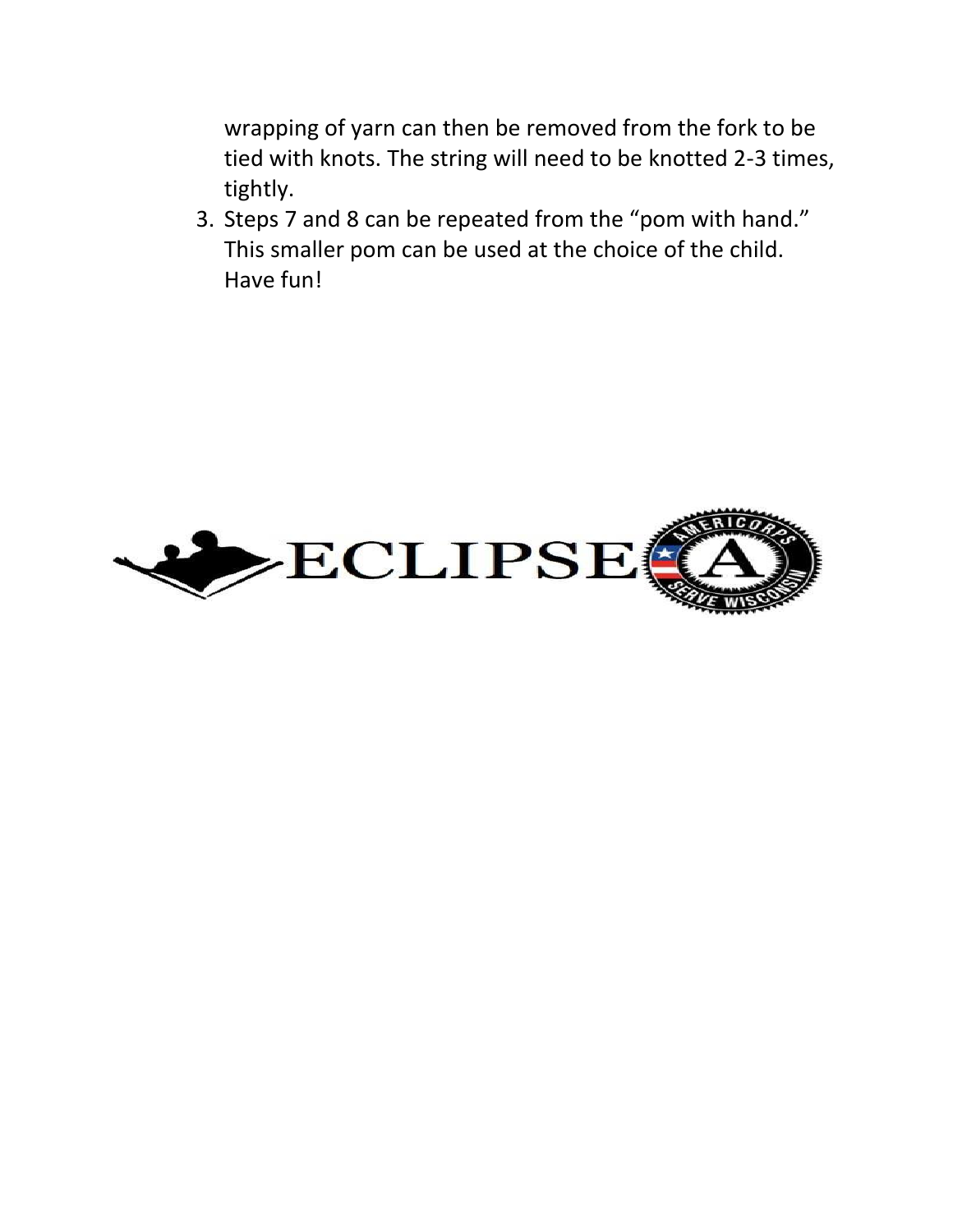wrapping of yarn can then be removed from the fork to be tied with knots. The string will need to be knotted 2-3 times, tightly.

3. Steps 7 and 8 can be repeated from the "pom with hand." This smaller pom can be used at the choice of the child. Have fun!

ECLIPSE

AMERICORPS SERVE WISCONSIN